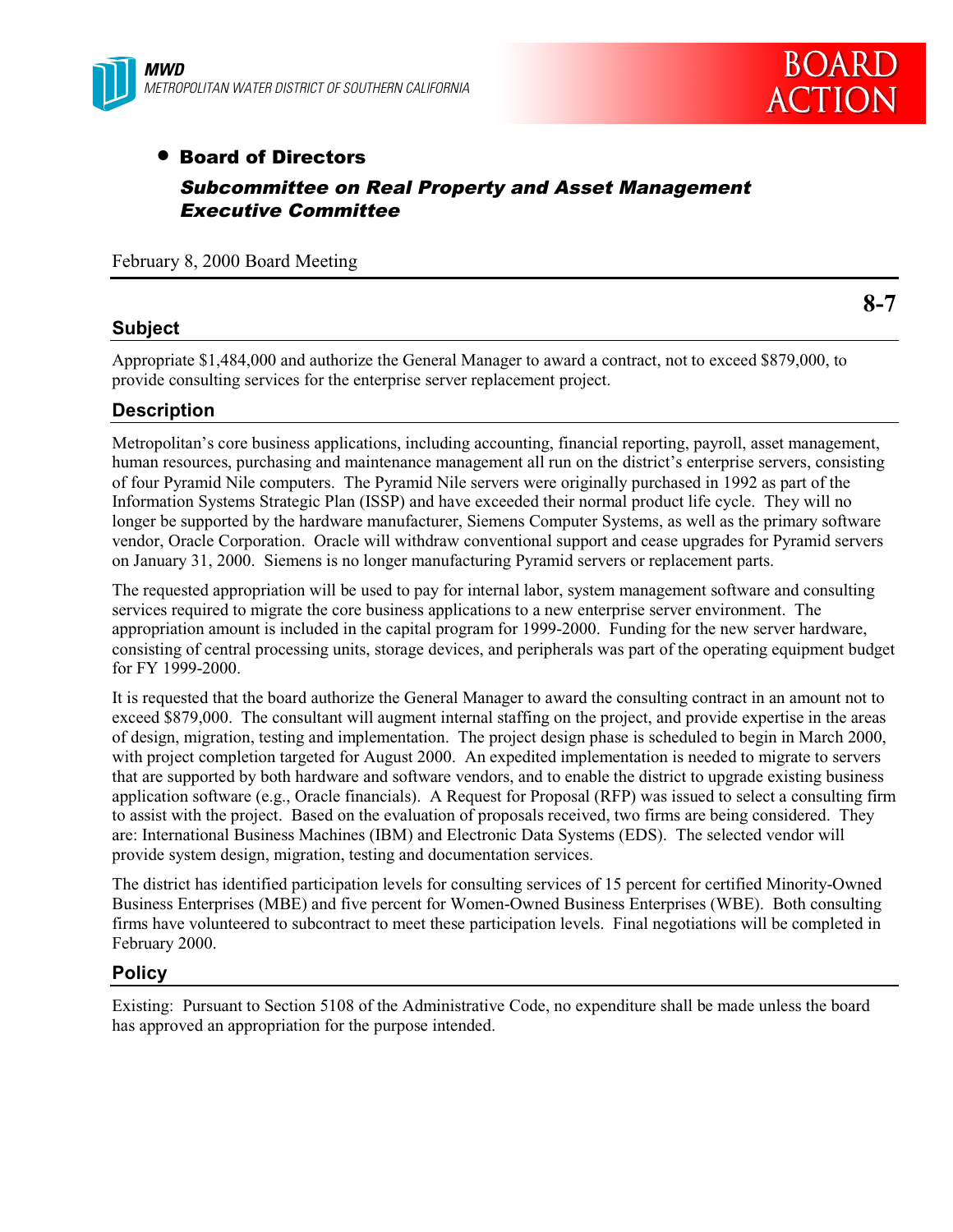**MWD**
*METROPOLITAN WATER DISTRICT OF SOUTHERN CALIFORNIA*

**BOARD ACTION**

- **Board of Directors**

  ***Subcommittee on Real Property and Asset Management***
  ***Executive Committee***

February 8, 2000 Board Meeting

**8-7**

## Subject

Appropriate $1,484,000 and authorize the General Manager to award a contract, not to exceed $879,000, to provide consulting services for the enterprise server replacement project.

## Description

Metropolitan's core business applications, including accounting, financial reporting, payroll, asset management, human resources, purchasing and maintenance management all run on the district's enterprise servers, consisting of four Pyramid Nile computers. The Pyramid Nile servers were originally purchased in 1992 as part of the Information Systems Strategic Plan (ISSP) and have exceeded their normal product life cycle. They will no longer be supported by the hardware manufacturer, Siemens Computer Systems, as well as the primary software vendor, Oracle Corporation. Oracle will withdraw conventional support and cease upgrades for Pyramid servers on January 31, 2000. Siemens is no longer manufacturing Pyramid servers or replacement parts.

The requested appropriation will be used to pay for internal labor, system management software and consulting services required to migrate the core business applications to a new enterprise server environment. The appropriation amount is included in the capital program for 1999-2000. Funding for the new server hardware, consisting of central processing units, storage devices, and peripherals was part of the operating equipment budget for FY 1999-2000.

It is requested that the board authorize the General Manager to award the consulting contract in an amount not to exceed $879,000. The consultant will augment internal staffing on the project, and provide expertise in the areas of design, migration, testing and implementation. The project design phase is scheduled to begin in March 2000, with project completion targeted for August 2000. An expedited implementation is needed to migrate to servers that are supported by both hardware and software vendors, and to enable the district to upgrade existing business application software (e.g., Oracle financials). A Request for Proposal (RFP) was issued to select a consulting firm to assist with the project. Based on the evaluation of proposals received, two firms are being considered. They are: International Business Machines (IBM) and Electronic Data Systems (EDS). The selected vendor will provide system design, migration, testing and documentation services.

The district has identified participation levels for consulting services of 15 percent for certified Minority-Owned Business Enterprises (MBE) and five percent for Women-Owned Business Enterprises (WBE). Both consulting firms have volunteered to subcontract to meet these participation levels. Final negotiations will be completed in February 2000.

## Policy

Existing: Pursuant to Section 5108 of the Administrative Code, no expenditure shall be made unless the board has approved an appropriation for the purpose intended.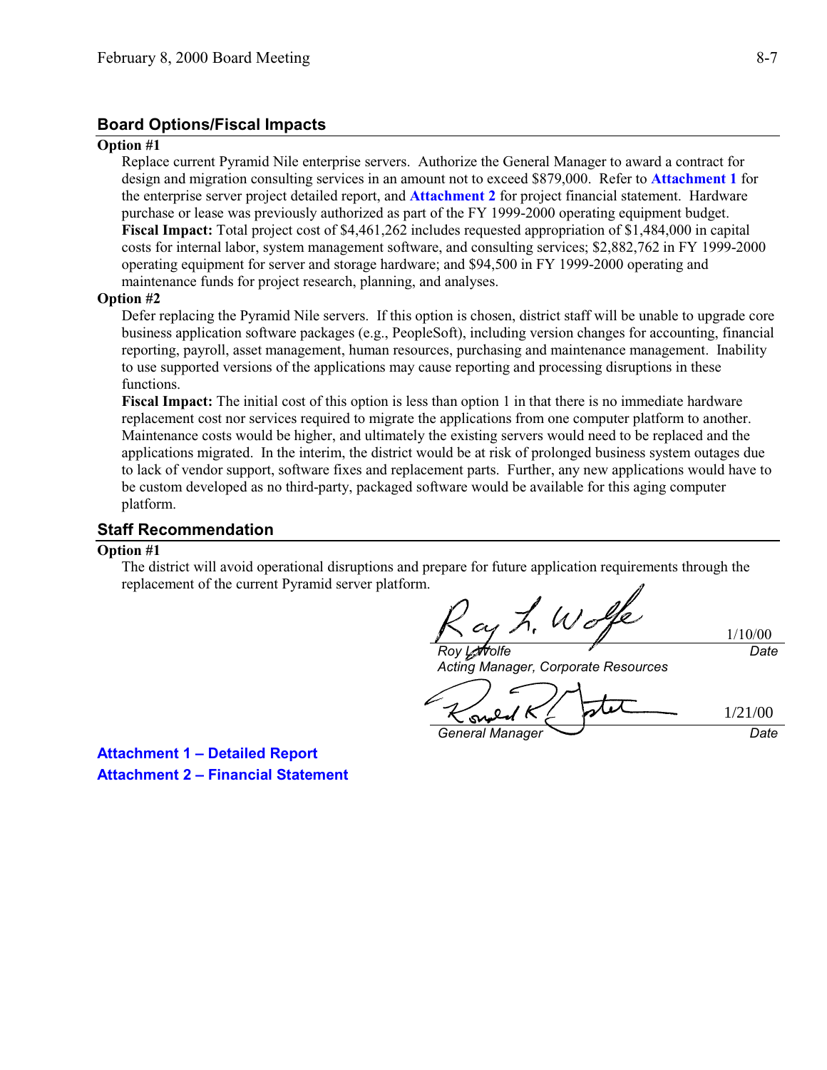## Board Options/Fiscal Impacts

**Option #1**

Replace current Pyramid Nile enterprise servers. Authorize the General Manager to award a contract for design and migration consulting services in an amount not to exceed $879,000. Refer to **Attachment 1** for the enterprise server project detailed report, and **Attachment 2** for project financial statement. Hardware purchase or lease was previously authorized as part of the FY 1999-2000 operating equipment budget.

**Fiscal Impact:** Total project cost of $4,461,262 includes requested appropriation of $1,484,000 in capital costs for internal labor, system management software, and consulting services; $2,882,762 in FY 1999-2000 operating equipment for server and storage hardware; and $94,500 in FY 1999-2000 operating and maintenance funds for project research, planning, and analyses.

**Option #2**

Defer replacing the Pyramid Nile servers. If this option is chosen, district staff will be unable to upgrade core business application software packages (e.g., PeopleSoft), including version changes for accounting, financial reporting, payroll, asset management, human resources, purchasing and maintenance management. Inability to use supported versions of the applications may cause reporting and processing disruptions in these functions.

**Fiscal Impact:** The initial cost of this option is less than option 1 in that there is no immediate hardware replacement cost nor services required to migrate the applications from one computer platform to another. Maintenance costs would be higher, and ultimately the existing servers would need to be replaced and the applications migrated. In the interim, the district would be at risk of prolonged business system outages due to lack of vendor support, software fixes and replacement parts. Further, any new applications would have to be custom developed as no third-party, packaged software would be available for this aging computer platform.

## Staff Recommendation

**Option #1**

The district will avoid operational disruptions and prepare for future application requirements through the replacement of the current Pyramid server platform.

Roy L. Wolfe — 1/10/00
*Roy L. Wolfe*
*Acting Manager, Corporate Resources* — *Date*

Ronald R. Foster — 1/21/00
*General Manager* — *Date*

**Attachment 1 – Detailed Report**
**Attachment 2 – Financial Statement**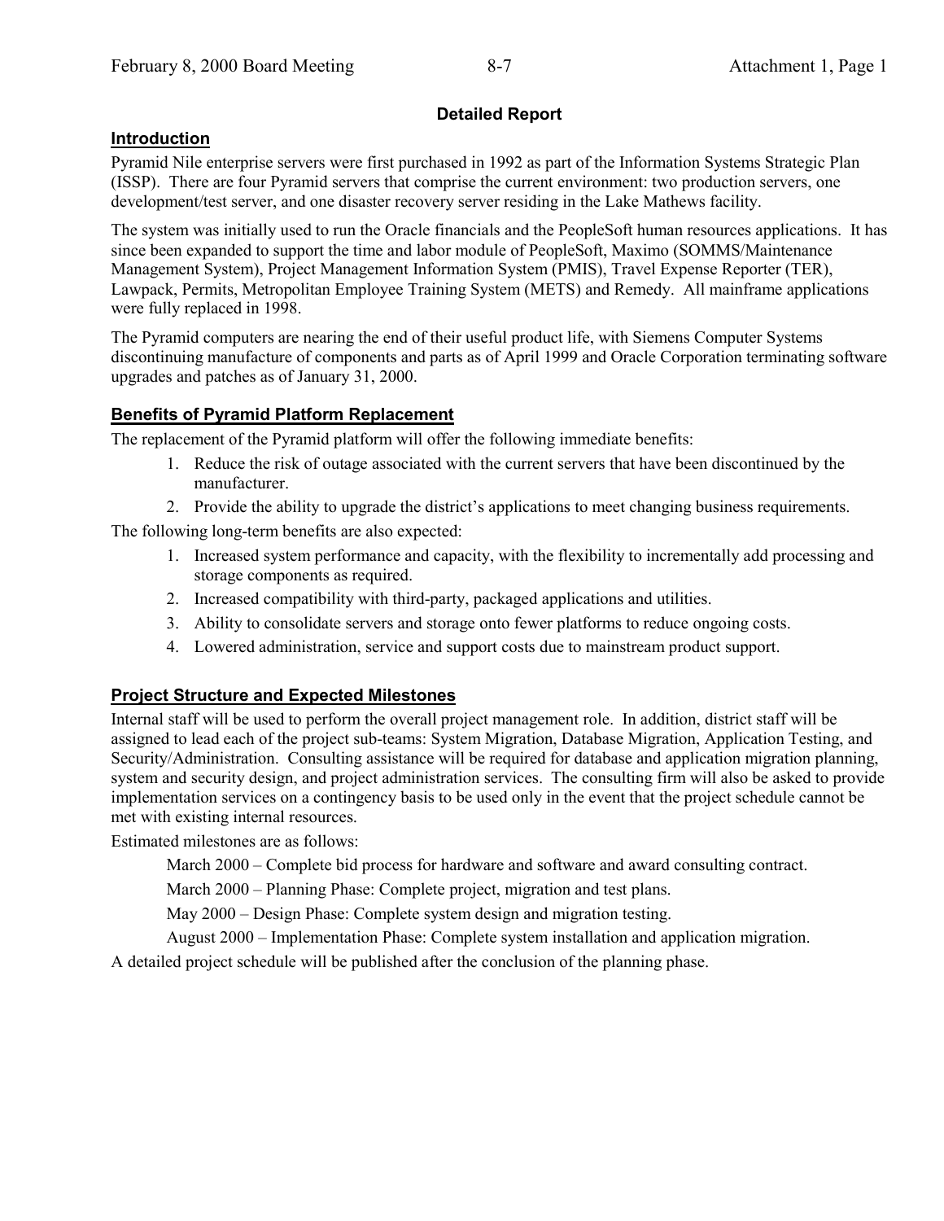**Detailed Report**

## Introduction

Pyramid Nile enterprise servers were first purchased in 1992 as part of the Information Systems Strategic Plan (ISSP). There are four Pyramid servers that comprise the current environment: two production servers, one development/test server, and one disaster recovery server residing in the Lake Mathews facility.

The system was initially used to run the Oracle financials and the PeopleSoft human resources applications. It has since been expanded to support the time and labor module of PeopleSoft, Maximo (SOMMS/Maintenance Management System), Project Management Information System (PMIS), Travel Expense Reporter (TER), Lawpack, Permits, Metropolitan Employee Training System (METS) and Remedy. All mainframe applications were fully replaced in 1998.

The Pyramid computers are nearing the end of their useful product life, with Siemens Computer Systems discontinuing manufacture of components and parts as of April 1999 and Oracle Corporation terminating software upgrades and patches as of January 31, 2000.

## Benefits of Pyramid Platform Replacement

The replacement of the Pyramid platform will offer the following immediate benefits:

1. Reduce the risk of outage associated with the current servers that have been discontinued by the manufacturer.
2. Provide the ability to upgrade the district's applications to meet changing business requirements.

The following long-term benefits are also expected:

1. Increased system performance and capacity, with the flexibility to incrementally add processing and storage components as required.
2. Increased compatibility with third-party, packaged applications and utilities.
3. Ability to consolidate servers and storage onto fewer platforms to reduce ongoing costs.
4. Lowered administration, service and support costs due to mainstream product support.

## Project Structure and Expected Milestones

Internal staff will be used to perform the overall project management role. In addition, district staff will be assigned to lead each of the project sub-teams: System Migration, Database Migration, Application Testing, and Security/Administration. Consulting assistance will be required for database and application migration planning, system and security design, and project administration services. The consulting firm will also be asked to provide implementation services on a contingency basis to be used only in the event that the project schedule cannot be met with existing internal resources.

Estimated milestones are as follows:

March 2000 – Complete bid process for hardware and software and award consulting contract.

March 2000 – Planning Phase: Complete project, migration and test plans.

May 2000 – Design Phase: Complete system design and migration testing.

August 2000 – Implementation Phase: Complete system installation and application migration.

A detailed project schedule will be published after the conclusion of the planning phase.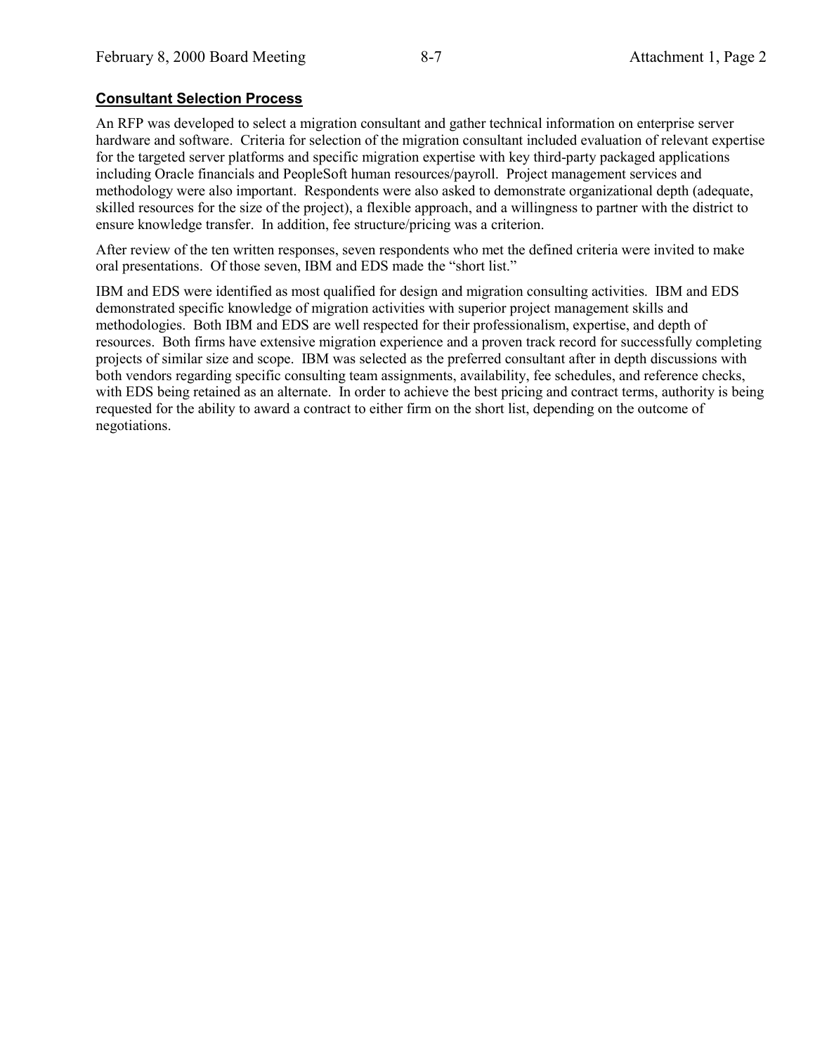## Consultant Selection Process

An RFP was developed to select a migration consultant and gather technical information on enterprise server hardware and software. Criteria for selection of the migration consultant included evaluation of relevant expertise for the targeted server platforms and specific migration expertise with key third-party packaged applications including Oracle financials and PeopleSoft human resources/payroll. Project management services and methodology were also important. Respondents were also asked to demonstrate organizational depth (adequate, skilled resources for the size of the project), a flexible approach, and a willingness to partner with the district to ensure knowledge transfer. In addition, fee structure/pricing was a criterion.

After review of the ten written responses, seven respondents who met the defined criteria were invited to make oral presentations. Of those seven, IBM and EDS made the "short list."

IBM and EDS were identified as most qualified for design and migration consulting activities. IBM and EDS demonstrated specific knowledge of migration activities with superior project management skills and methodologies. Both IBM and EDS are well respected for their professionalism, expertise, and depth of resources. Both firms have extensive migration experience and a proven track record for successfully completing projects of similar size and scope. IBM was selected as the preferred consultant after in depth discussions with both vendors regarding specific consulting team assignments, availability, fee schedules, and reference checks, with EDS being retained as an alternate. In order to achieve the best pricing and contract terms, authority is being requested for the ability to award a contract to either firm on the short list, depending on the outcome of negotiations.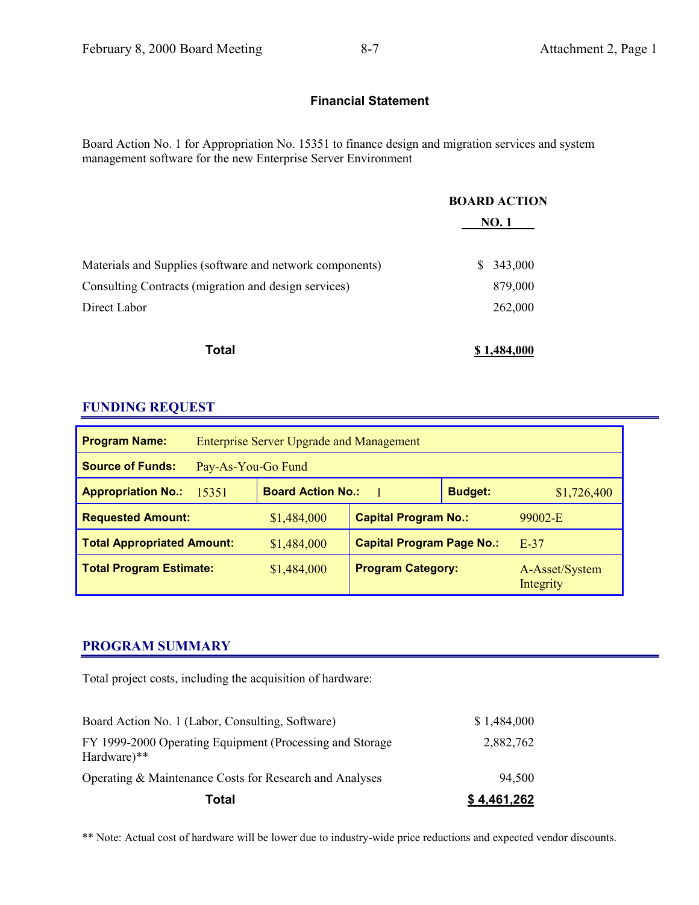## Financial Statement

Board Action No. 1 for Appropriation No. 15351 to finance design and migration services and system management software for the new Enterprise Server Environment

| | BOARD ACTION NO. 1 |
|---|---|
| Materials and Supplies (software and network components) | $ 343,000 |
| Consulting Contracts (migration and design services) | 879,000 |
| Direct Labor | 262,000 |
| **Total** | **$ 1,484,000** |

## FUNDING REQUEST

| | | | |
|---|---|---|---|
| **Program Name:** | Enterprise Server Upgrade and Management | | |
| **Source of Funds:** | Pay-As-You-Go Fund | | |
| **Appropriation No.:** 15351 | **Board Action No.:** 1 | **Budget:** | $1,726,400 |
| **Requested Amount:** | $1,484,000 | **Capital Program No.:** | 99002-E |
| **Total Appropriated Amount:** | $1,484,000 | **Capital Program Page No.:** | E-37 |
| **Total Program Estimate:** | $1,484,000 | **Program Category:** | A-Asset/System Integrity |

## PROGRAM SUMMARY

Total project costs, including the acquisition of hardware:

| | |
|---|---|
| Board Action No. 1 (Labor, Consulting, Software) | $ 1,484,000 |
| FY 1999-2000 Operating Equipment (Processing and Storage Hardware)** | 2,882,762 |
| Operating & Maintenance Costs for Research and Analyses | 94,500 |
| **Total** | **$ 4,461,262** |

** Note: Actual cost of hardware will be lower due to industry-wide price reductions and expected vendor discounts.